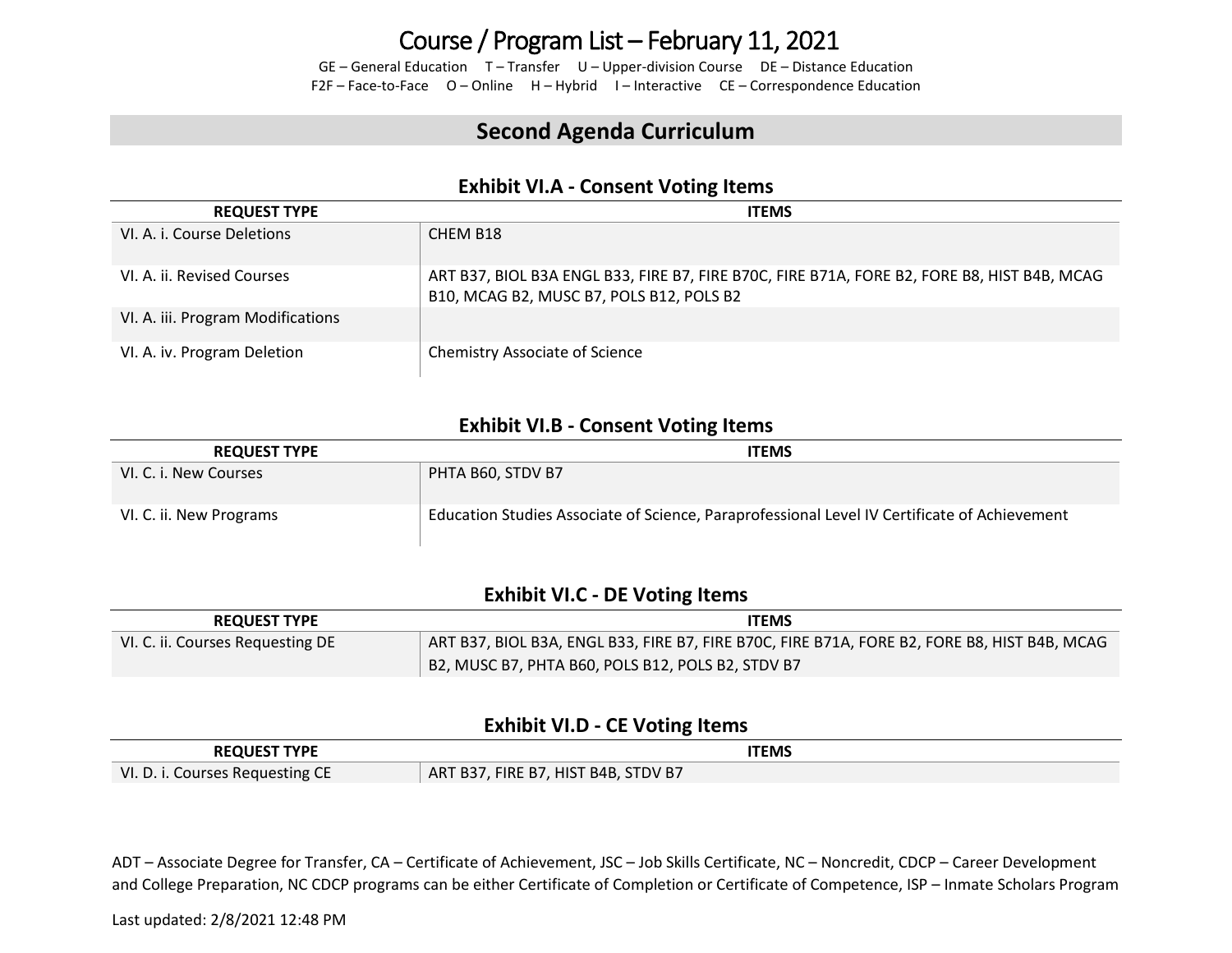# Course / Program List – February 11, 2021

GE – General Education T – Transfer U – Upper-division Course DE – Distance Education
F2F – Face-to-Face O – Online H – Hybrid I – Interactive CE – Correspondence Education

## Second Agenda Curriculum

### Exhibit VI.A - Consent Voting Items

| REQUEST TYPE | ITEMS |
|---|---|
| VI. A. i. Course Deletions | CHEM B18 |
| VI. A. ii. Revised Courses | ART B37, BIOL B3A ENGL B33, FIRE B7, FIRE B70C, FIRE B71A, FORE B2, FORE B8, HIST B4B, MCAG B10, MCAG B2, MUSC B7, POLS B12, POLS B2 |
| VI. A. iii. Program Modifications | |
| VI. A. iv. Program Deletion | Chemistry Associate of Science |

### Exhibit VI.B - Consent Voting Items

| REQUEST TYPE | ITEMS |
|---|---|
| VI. C. i. New Courses | PHTA B60, STDV B7 |
| VI. C. ii. New Programs | Education Studies Associate of Science, Paraprofessional Level IV Certificate of Achievement |

### Exhibit VI.C - DE Voting Items

| REQUEST TYPE | ITEMS |
|---|---|
| VI. C. ii. Courses Requesting DE | ART B37, BIOL B3A, ENGL B33, FIRE B7, FIRE B70C, FIRE B71A, FORE B2, FORE B8, HIST B4B, MCAG B2, MUSC B7, PHTA B60, POLS B12, POLS B2, STDV B7 |

### Exhibit VI.D - CE Voting Items

| REQUEST TYPE | ITEMS |
|---|---|
| VI. D. i. Courses Requesting CE | ART B37, FIRE B7, HIST B4B, STDV B7 |

ADT – Associate Degree for Transfer, CA – Certificate of Achievement, JSC – Job Skills Certificate, NC – Noncredit, CDCP – Career Development and College Preparation, NC CDCP programs can be either Certificate of Completion or Certificate of Competence, ISP – Inmate Scholars Program

Last updated: 2/8/2021 12:48 PM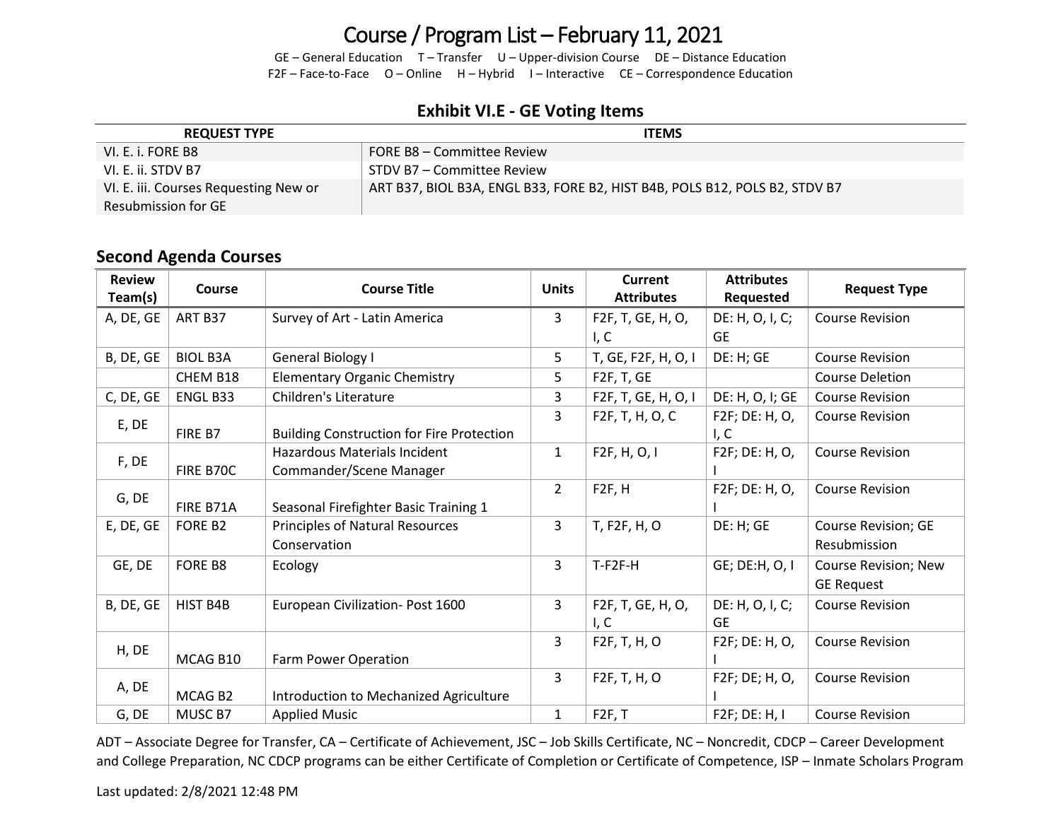# Course / Program List – February 11, 2021

GE – General Education T – Transfer U – Upper-division Course DE – Distance Education
F2F – Face-to-Face O – Online H – Hybrid I – Interactive CE – Correspondence Education

### Exhibit VI.E - GE Voting Items

| REQUEST TYPE | ITEMS |
|---|---|
| VI. E. i. FORE B8 | FORE B8 – Committee Review |
| VI. E. ii. STDV B7 | STDV B7 – Committee Review |
| VI. E. iii. Courses Requesting New or Resubmission for GE | ART B37, BIOL B3A, ENGL B33, FORE B2, HIST B4B, POLS B12, POLS B2, STDV B7 |

## Second Agenda Courses

| Review Team(s) | Course | Course Title | Units | Current Attributes | Attributes Requested | Request Type |
|---|---|---|---|---|---|---|
| A, DE, GE | ART B37 | Survey of Art - Latin America | 3 | F2F, T, GE, H, O, I, C | DE: H, O, I, C; GE | Course Revision |
| B, DE, GE | BIOL B3A | General Biology I | 5 | T, GE, F2F, H, O, I | DE: H; GE | Course Revision |
| | CHEM B18 | Elementary Organic Chemistry | 5 | F2F, T, GE | | Course Deletion |
| C, DE, GE | ENGL B33 | Children's Literature | 3 | F2F, T, GE, H, O, I | DE: H, O, I; GE | Course Revision |
| E, DE | FIRE B7 | Building Construction for Fire Protection | 3 | F2F, T, H, O, C | F2F; DE: H, O, I, C | Course Revision |
| F, DE | FIRE B70C | Hazardous Materials Incident Commander/Scene Manager | 1 | F2F, H, O, I | F2F; DE: H, O, I | Course Revision |
| G, DE | FIRE B71A | Seasonal Firefighter Basic Training 1 | 2 | F2F, H | F2F; DE: H, O, I | Course Revision |
| E, DE, GE | FORE B2 | Principles of Natural Resources Conservation | 3 | T, F2F, H, O | DE: H; GE | Course Revision; GE Resubmission |
| GE, DE | FORE B8 | Ecology | 3 | T-F2F-H | GE; DE:H, O, I | Course Revision; New GE Request |
| B, DE, GE | HIST B4B | European Civilization- Post 1600 | 3 | F2F, T, GE, H, O, I, C | DE: H, O, I, C; GE | Course Revision |
| H, DE | MCAG B10 | Farm Power Operation | 3 | F2F, T, H, O | F2F; DE: H, O, I | Course Revision |
| A, DE | MCAG B2 | Introduction to Mechanized Agriculture | 3 | F2F, T, H, O | F2F; DE; H, O, I | Course Revision |
| G, DE | MUSC B7 | Applied Music | 1 | F2F, T | F2F; DE: H, I | Course Revision |

ADT – Associate Degree for Transfer, CA – Certificate of Achievement, JSC – Job Skills Certificate, NC – Noncredit, CDCP – Career Development and College Preparation, NC CDCP programs can be either Certificate of Completion or Certificate of Competence, ISP – Inmate Scholars Program

Last updated: 2/8/2021 12:48 PM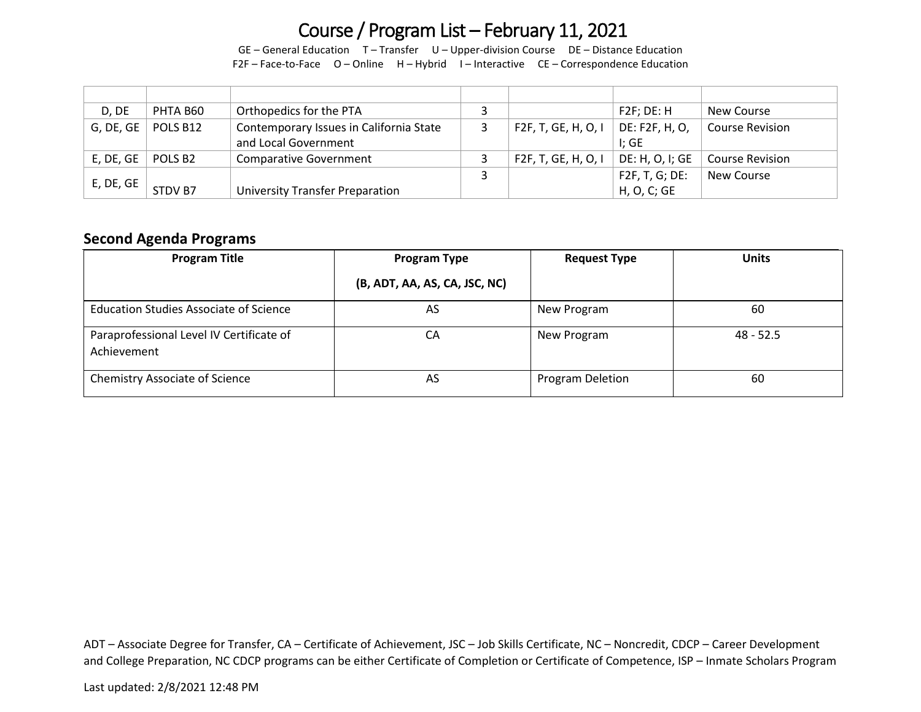# Course / Program List – February 11, 2021

GE – General Education T – Transfer U – Upper-division Course DE – Distance Education
F2F – Face-to-Face O – Online H – Hybrid I – Interactive CE – Correspondence Education

| | | | | | | |
|---|---|---|---|---|---|---|
| D, DE | PHTA B60 | Orthopedics for the PTA | 3 | | F2F; DE: H | New Course |
| G, DE, GE | POLS B12 | Contemporary Issues in California State and Local Government | 3 | F2F, T, GE, H, O, I | DE: F2F, H, O, I; GE | Course Revision |
| E, DE, GE | POLS B2 | Comparative Government | 3 | F2F, T, GE, H, O, I | DE: H, O, I; GE | Course Revision |
| E, DE, GE | STDV B7 | University Transfer Preparation | 3 | | F2F, T, G; DE: H, O, C; GE | New Course |

## Second Agenda Programs

| Program Title | Program Type (B, ADT, AA, AS, CA, JSC, NC) | Request Type | Units |
|---|---|---|---|
| Education Studies Associate of Science | AS | New Program | 60 |
| Paraprofessional Level IV Certificate of Achievement | CA | New Program | 48 - 52.5 |
| Chemistry Associate of Science | AS | Program Deletion | 60 |

ADT – Associate Degree for Transfer, CA – Certificate of Achievement, JSC – Job Skills Certificate, NC – Noncredit, CDCP – Career Development and College Preparation, NC CDCP programs can be either Certificate of Completion or Certificate of Competence, ISP – Inmate Scholars Program

Last updated: 2/8/2021 12:48 PM